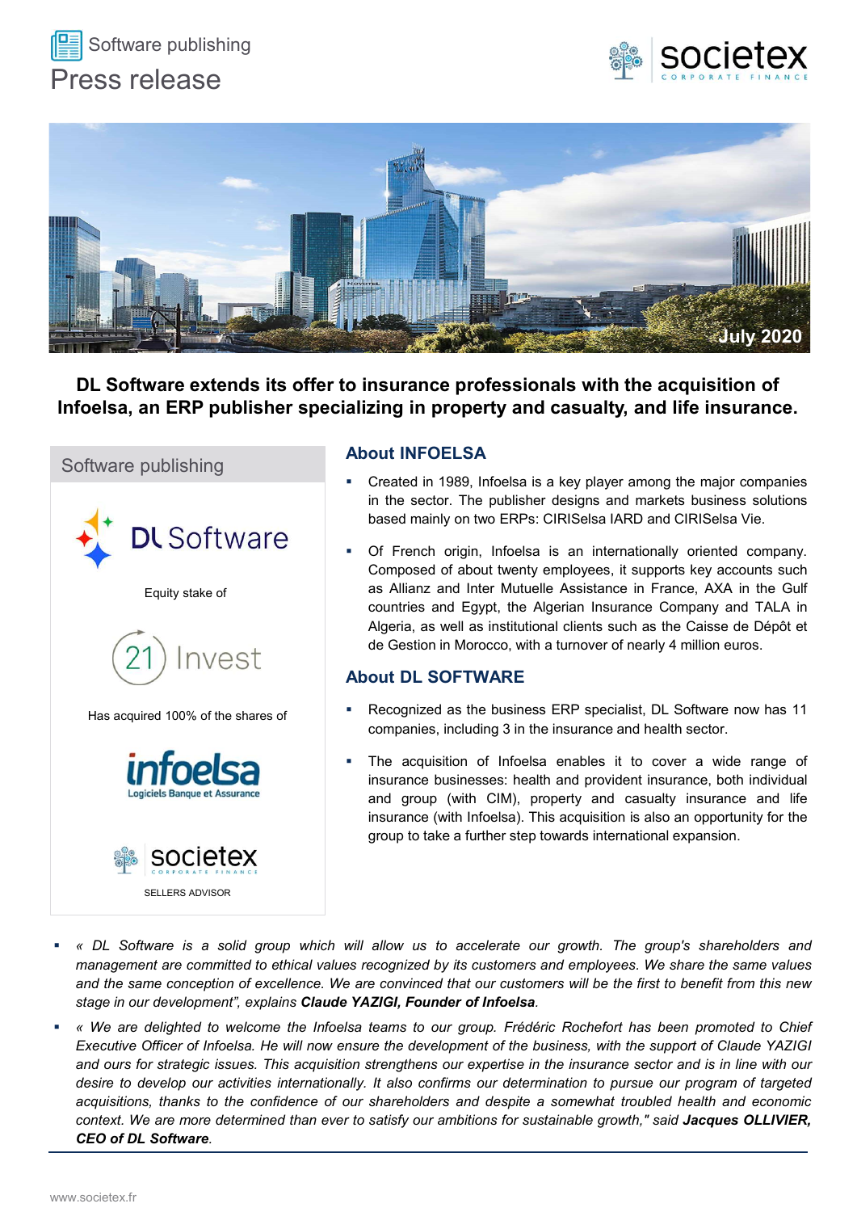Software publishing

# Press release

July 2020

## DL Software extends its offer to insurance professionals with the acquisition of Infoelsa, an ERP publisher specializing in property and casualty, and life insurance.

**Software publishing**

DL Software

Equity stake of

21 Invest

Has acquired 100% of the shares of

infoelsa
Logiciels Banque et Assurance

societex
CORPORATE FINANCE

SELLERS ADVISOR

### About INFOELSA

- Created in 1989, Infoelsa is a key player among the major companies in the sector. The publisher designs and markets business solutions based mainly on two ERPs: CIRISelsa IARD and CIRISelsa Vie.
- Of French origin, Infoelsa is an internationally oriented company. Composed of about twenty employees, it supports key accounts such as Allianz and Inter Mutuelle Assistance in France, AXA in the Gulf countries and Egypt, the Algerian Insurance Company and TALA in Algeria, as well as institutional clients such as the Caisse de Dépôt et de Gestion in Morocco, with a turnover of nearly 4 million euros.

### About DL SOFTWARE

- Recognized as the business ERP specialist, DL Software now has 11 companies, including 3 in the insurance and health sector.
- The acquisition of Infoelsa enables it to cover a wide range of insurance businesses: health and provident insurance, both individual and group (with CIM), property and casualty insurance and life insurance (with Infoelsa). This acquisition is also an opportunity for the group to take a further step towards international expansion.

- *« DL Software is a solid group which will allow us to accelerate our growth. The group's shareholders and management are committed to ethical values recognized by its customers and employees. We share the same values and the same conception of excellence. We are convinced that our customers will be the first to benefit from this new stage in our development", explains* ***Claude YAZIGI, Founder of Infoelsa****.*
- *« We are delighted to welcome the Infoelsa teams to our group. Frédéric Rochefort has been promoted to Chief Executive Officer of Infoelsa. He will now ensure the development of the business, with the support of Claude YAZIGI and ours for strategic issues. This acquisition strengthens our expertise in the insurance sector and is in line with our desire to develop our activities internationally. It also confirms our determination to pursue our program of targeted acquisitions, thanks to the confidence of our shareholders and despite a somewhat troubled health and economic context. We are more determined than ever to satisfy our ambitions for sustainable growth," said* ***Jacques OLLIVIER, CEO of DL Software****.*

www.societex.fr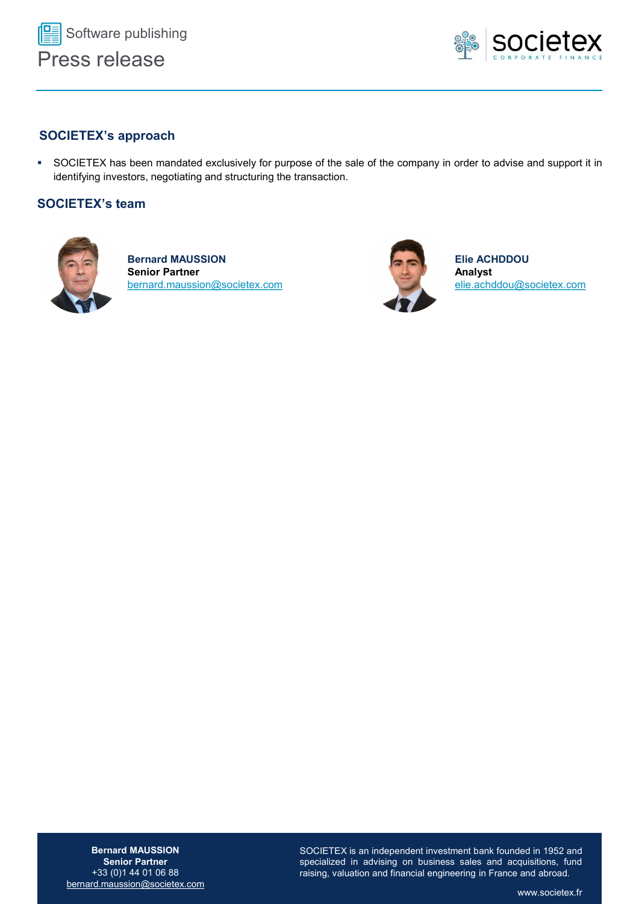## SOCIETEX's approach

- SOCIETEX has been mandated exclusively for purpose of the sale of the company in order to advise and support it in identifying investors, negotiating and structuring the transaction.

## SOCIETEX's team

**Bernard MAUSSION**
**Senior Partner**
bernard.maussion@societex.com

**Elie ACHDDOU**
**Analyst**
elie.achddou@societex.com

**Bernard MAUSSION**
**Senior Partner**
+33 (0)1 44 01 06 88
bernard.maussion@societex.com

SOCIETEX is an independent investment bank founded in 1952 and specialized in advising on business sales and acquisitions, fund raising, valuation and financial engineering in France and abroad.

www.societex.fr